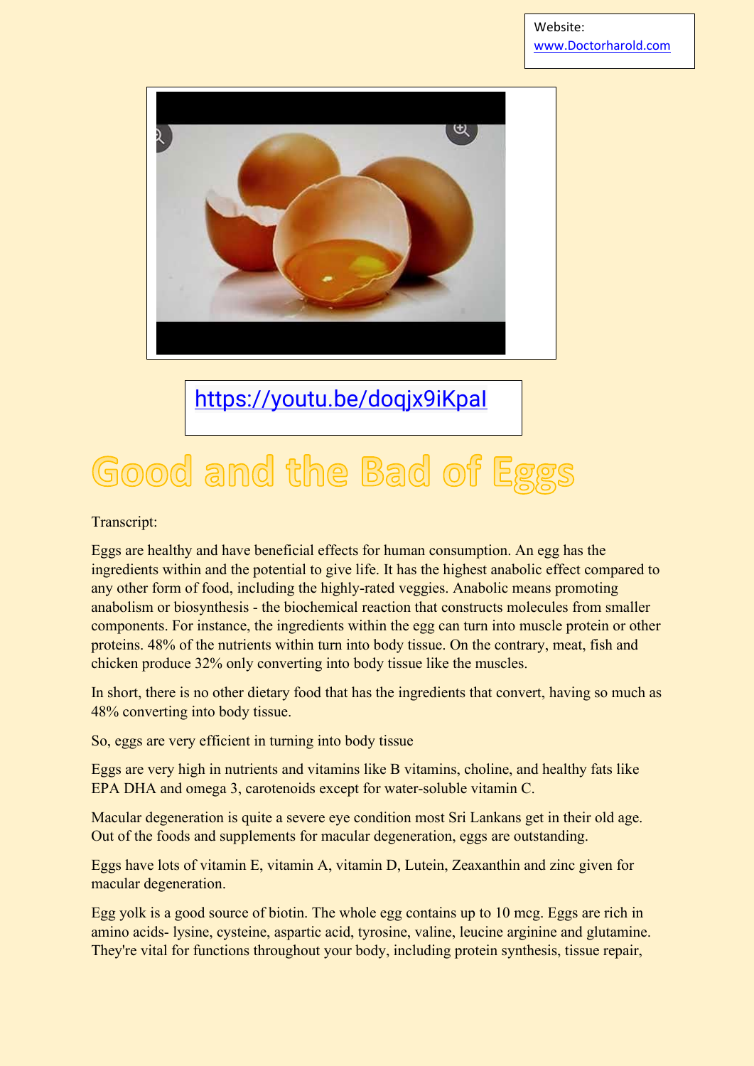Website: www.Doctorharold.com

https://youtu.be/doqjx9iKpaI

# Good and the Bad of Eggs

Transcript:

Eggs are healthy and have beneficial effects for human consumption. An egg has the ingredients within and the potential to give life. It has the highest anabolic effect compared to any other form of food, including the highly-rated veggies. Anabolic means promoting anabolism or biosynthesis - the biochemical reaction that constructs molecules from smaller components. For instance, the ingredients within the egg can turn into muscle protein or other proteins. 48% of the nutrients within turn into body tissue. On the contrary, meat, fish and chicken produce 32% only converting into body tissue like the muscles.

In short, there is no other dietary food that has the ingredients that convert, having so much as 48% converting into body tissue.

So, eggs are very efficient in turning into body tissue

Eggs are very high in nutrients and vitamins like B vitamins, choline, and healthy fats like EPA DHA and omega 3, carotenoids except for water-soluble vitamin C.

Macular degeneration is quite a severe eye condition most Sri Lankans get in their old age. Out of the foods and supplements for macular degeneration, eggs are outstanding.

Eggs have lots of vitamin E, vitamin A, vitamin D, Lutein, Zeaxanthin and zinc given for macular degeneration.

Egg yolk is a good source of biotin. The whole egg contains up to 10 mcg. Eggs are rich in amino acids- lysine, cysteine, aspartic acid, tyrosine, valine, leucine arginine and glutamine. They're vital for functions throughout your body, including protein synthesis, tissue repair,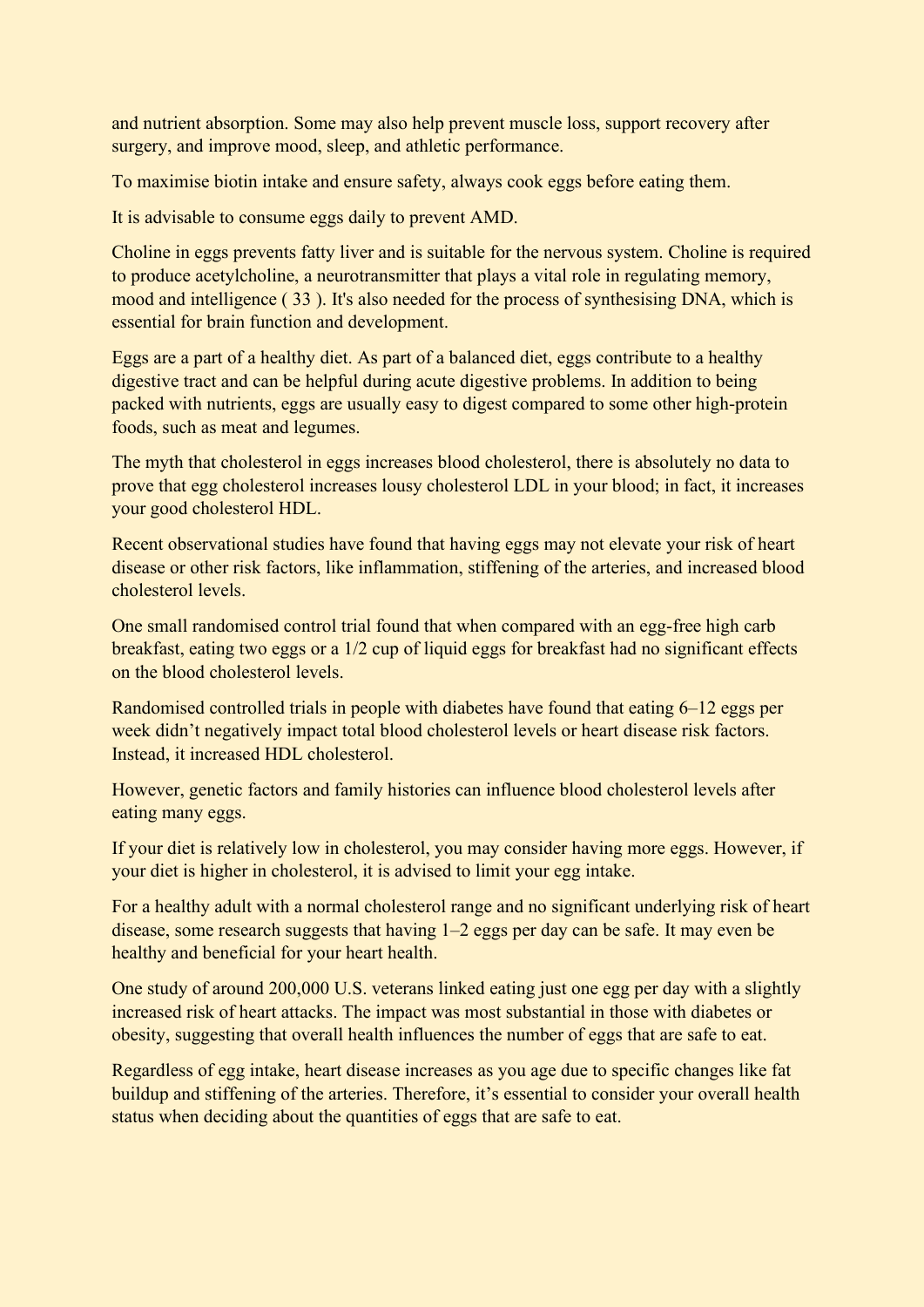and nutrient absorption. Some may also help prevent muscle loss, support recovery after surgery, and improve mood, sleep, and athletic performance.

To maximise biotin intake and ensure safety, always cook eggs before eating them.

It is advisable to consume eggs daily to prevent AMD.

Choline in eggs prevents fatty liver and is suitable for the nervous system. Choline is required to produce acetylcholine, a neurotransmitter that plays a vital role in regulating memory, mood and intelligence ( 33 ). It's also needed for the process of synthesising DNA, which is essential for brain function and development.

Eggs are a part of a healthy diet. As part of a balanced diet, eggs contribute to a healthy digestive tract and can be helpful during acute digestive problems. In addition to being packed with nutrients, eggs are usually easy to digest compared to some other high-protein foods, such as meat and legumes.

The myth that cholesterol in eggs increases blood cholesterol, there is absolutely no data to prove that egg cholesterol increases lousy cholesterol LDL in your blood; in fact, it increases your good cholesterol HDL.

Recent observational studies have found that having eggs may not elevate your risk of heart disease or other risk factors, like inflammation, stiffening of the arteries, and increased blood cholesterol levels.

One small randomised control trial found that when compared with an egg-free high carb breakfast, eating two eggs or a 1/2 cup of liquid eggs for breakfast had no significant effects on the blood cholesterol levels.

Randomised controlled trials in people with diabetes have found that eating 6–12 eggs per week didn't negatively impact total blood cholesterol levels or heart disease risk factors. Instead, it increased HDL cholesterol.

However, genetic factors and family histories can influence blood cholesterol levels after eating many eggs.

If your diet is relatively low in cholesterol, you may consider having more eggs. However, if your diet is higher in cholesterol, it is advised to limit your egg intake.

For a healthy adult with a normal cholesterol range and no significant underlying risk of heart disease, some research suggests that having 1–2 eggs per day can be safe. It may even be healthy and beneficial for your heart health.

One study of around 200,000 U.S. veterans linked eating just one egg per day with a slightly increased risk of heart attacks. The impact was most substantial in those with diabetes or obesity, suggesting that overall health influences the number of eggs that are safe to eat.

Regardless of egg intake, heart disease increases as you age due to specific changes like fat buildup and stiffening of the arteries. Therefore, it's essential to consider your overall health status when deciding about the quantities of eggs that are safe to eat.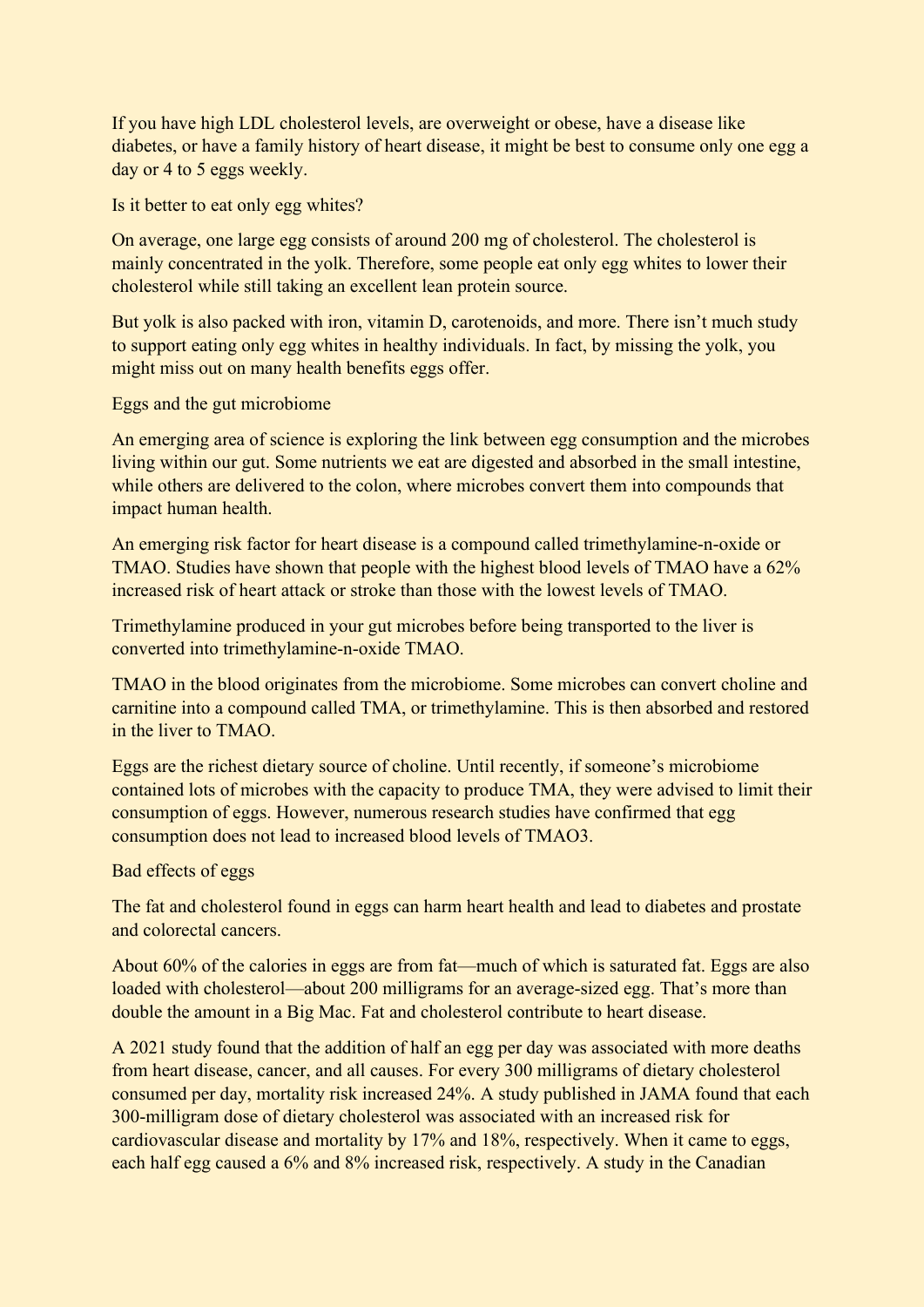If you have high LDL cholesterol levels, are overweight or obese, have a disease like diabetes, or have a family history of heart disease, it might be best to consume only one egg a day or 4 to 5 eggs weekly.

## Is it better to eat only egg whites?

On average, one large egg consists of around 200 mg of cholesterol. The cholesterol is mainly concentrated in the yolk. Therefore, some people eat only egg whites to lower their cholesterol while still taking an excellent lean protein source.

But yolk is also packed with iron, vitamin D, carotenoids, and more. There isn't much study to support eating only egg whites in healthy individuals. In fact, by missing the yolk, you might miss out on many health benefits eggs offer.

## Eggs and the gut microbiome

An emerging area of science is exploring the link between egg consumption and the microbes living within our gut. Some nutrients we eat are digested and absorbed in the small intestine, while others are delivered to the colon, where microbes convert them into compounds that impact human health.

An emerging risk factor for heart disease is a compound called trimethylamine-n-oxide or TMAO. Studies have shown that people with the highest blood levels of TMAO have a 62% increased risk of heart attack or stroke than those with the lowest levels of TMAO.

Trimethylamine produced in your gut microbes before being transported to the liver is converted into trimethylamine-n-oxide TMAO.

TMAO in the blood originates from the microbiome. Some microbes can convert choline and carnitine into a compound called TMA, or trimethylamine. This is then absorbed and restored in the liver to TMAO.

Eggs are the richest dietary source of choline. Until recently, if someone's microbiome contained lots of microbes with the capacity to produce TMA, they were advised to limit their consumption of eggs. However, numerous research studies have confirmed that egg consumption does not lead to increased blood levels of TMAO3.

## Bad effects of eggs

The fat and cholesterol found in eggs can harm heart health and lead to diabetes and prostate and colorectal cancers.

About 60% of the calories in eggs are from fat—much of which is saturated fat. Eggs are also loaded with cholesterol—about 200 milligrams for an average-sized egg. That's more than double the amount in a Big Mac. Fat and cholesterol contribute to heart disease.

A 2021 study found that the addition of half an egg per day was associated with more deaths from heart disease, cancer, and all causes. For every 300 milligrams of dietary cholesterol consumed per day, mortality risk increased 24%. A study published in JAMA found that each 300-milligram dose of dietary cholesterol was associated with an increased risk for cardiovascular disease and mortality by 17% and 18%, respectively. When it came to eggs, each half egg caused a 6% and 8% increased risk, respectively. A study in the Canadian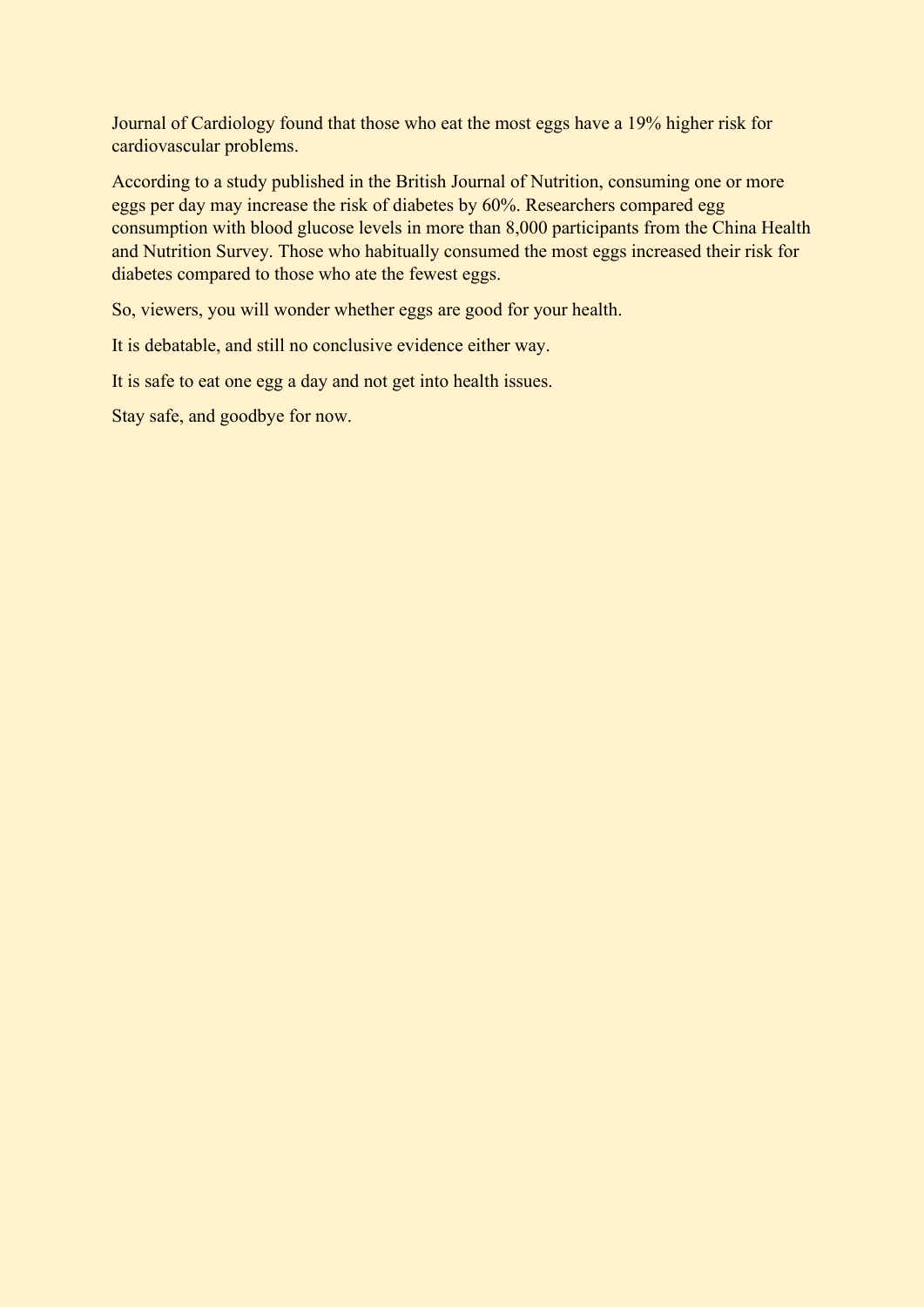Journal of Cardiology found that those who eat the most eggs have a 19% higher risk for cardiovascular problems.

According to a study published in the British Journal of Nutrition, consuming one or more eggs per day may increase the risk of diabetes by 60%. Researchers compared egg consumption with blood glucose levels in more than 8,000 participants from the China Health and Nutrition Survey. Those who habitually consumed the most eggs increased their risk for diabetes compared to those who ate the fewest eggs.

So, viewers, you will wonder whether eggs are good for your health.

It is debatable, and still no conclusive evidence either way.

It is safe to eat one egg a day and not get into health issues.

Stay safe, and goodbye for now.